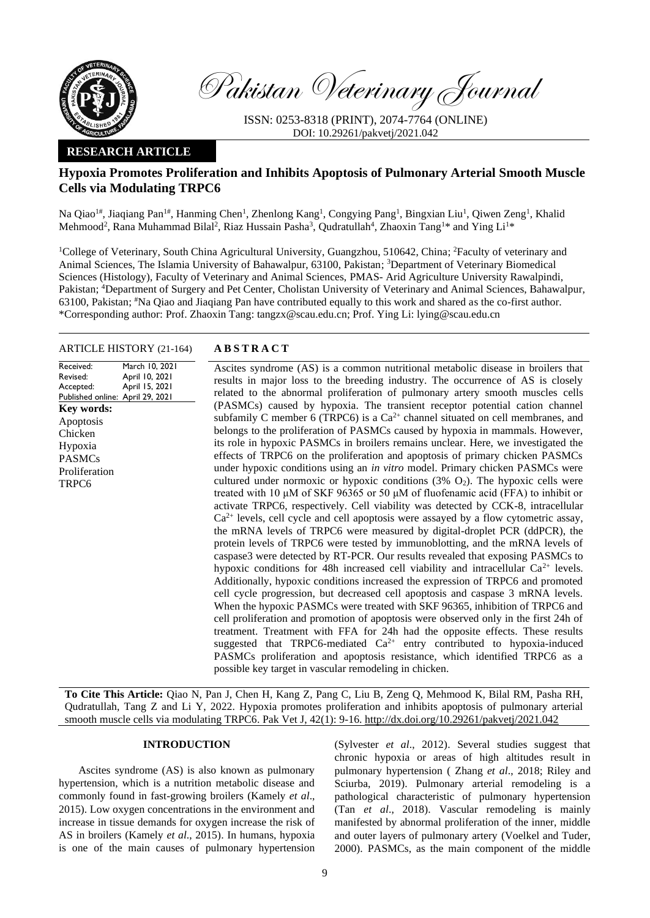# Pakistan Veterinary Journal

ISSN: 0253-8318 (PRINT), 2074-7764 (ONLINE)
DOI: 10.29261/pakvetj/2021.042

**RESEARCH ARTICLE**

## Hypoxia Promotes Proliferation and Inhibits Apoptosis of Pulmonary Arterial Smooth Muscle Cells via Modulating TRPC6

Na Qiao[1#], Jiaqiang Pan[1#], Hanming Chen[1], Zhenlong Kang[1], Congying Pang[1], Bingxian Liu[1], Qiwen Zeng[1], Khalid Mehmood[2], Rana Muhammad Bilal[2], Riaz Hussain Pasha[3], Qudratullah[4], Zhaoxin Tang[1]* and Ying Li[1]*

[1]College of Veterinary, South China Agricultural University, Guangzhou, 510642, China; [2]Faculty of veterinary and Animal Sciences, The Islamia University of Bahawalpur, 63100, Pakistan; [3]Department of Veterinary Biomedical Sciences (Histology), Faculty of Veterinary and Animal Sciences, PMAS- Arid Agriculture University Rawalpindi, Pakistan; [4]Department of Surgery and Pet Center, Cholistan University of Veterinary and Animal Sciences, Bahawalpur, 63100, Pakistan; [#]Na Qiao and Jiaqiang Pan have contributed equally to this work and shared as the co-first author.
*Corresponding author: Prof. Zhaoxin Tang: tangzx@scau.edu.cn; Prof. Ying Li: lying@scau.edu.cn

**ARTICLE HISTORY** (21-164)

| | |
|---|---|
| Received: | March 10, 2021 |
| Revised: | April 10, 2021 |
| Accepted: | April 15, 2021 |
| Published online: | April 29, 2021 |

**Key words:**
Apoptosis
Chicken
Hypoxia
PASMCs
Proliferation
TRPC6

**ABSTRACT**

Ascites syndrome (AS) is a common nutritional metabolic disease in broilers that results in major loss to the breeding industry. The occurrence of AS is closely related to the abnormal proliferation of pulmonary artery smooth muscles cells (PASMCs) caused by hypoxia. The transient receptor potential cation channel subfamily C member 6 (TRPC6) is a $Ca^{2+}$ channel situated on cell membranes, and belongs to the proliferation of PASMCs caused by hypoxia in mammals. However, its role in hypoxic PASMCs in broilers remains unclear. Here, we investigated the effects of TRPC6 on the proliferation and apoptosis of primary chicken PASMCs under hypoxic conditions using an *in vitro* model. Primary chicken PASMCs were cultured under normoxic or hypoxic conditions (3% $O_2$). The hypoxic cells were treated with 10 μM of SKF 96365 or 50 μM of fluofenamic acid (FFA) to inhibit or activate TRPC6, respectively. Cell viability was detected by CCK-8, intracellular $Ca^{2+}$ levels, cell cycle and cell apoptosis were assayed by a flow cytometric assay, the mRNA levels of TRPC6 were measured by digital-droplet PCR (ddPCR), the protein levels of TRPC6 were tested by immunoblotting, and the mRNA levels of caspase3 were detected by RT-PCR. Our results revealed that exposing PASMCs to hypoxic conditions for 48h increased cell viability and intracellular $Ca^{2+}$ levels. Additionally, hypoxic conditions increased the expression of TRPC6 and promoted cell cycle progression, but decreased cell apoptosis and caspase 3 mRNA levels. When the hypoxic PASMCs were treated with SKF 96365, inhibition of TRPC6 and cell proliferation and promotion of apoptosis were observed only in the first 24h of treatment. Treatment with FFA for 24h had the opposite effects. These results suggested that TRPC6-mediated $Ca^{2+}$ entry contributed to hypoxia-induced PASMCs proliferation and apoptosis resistance, which identified TRPC6 as a possible key target in vascular remodeling in chicken.

**To Cite This Article:** Qiao N, Pan J, Chen H, Kang Z, Pang C, Liu B, Zeng Q, Mehmood K, Bilal RM, Pasha RH, Qudratullah, Tang Z and Li Y, 2022. Hypoxia promotes proliferation and inhibits apoptosis of pulmonary arterial smooth muscle cells via modulating TRPC6. Pak Vet J, 42(1): 9-16. http://dx.doi.org/10.29261/pakvetj/2021.042

## INTRODUCTION

Ascites syndrome (AS) is also known as pulmonary hypertension, which is a nutrition metabolic disease and commonly found in fast-growing broilers (Kamely *et al*., 2015). Low oxygen concentrations in the environment and increase in tissue demands for oxygen increase the risk of AS in broilers (Kamely *et al*., 2015). In humans, hypoxia is one of the main causes of pulmonary hypertension (Sylvester *et al*., 2012). Several studies suggest that chronic hypoxia or areas of high altitudes result in pulmonary hypertension ( Zhang *et al*., 2018; Riley and Sciurba, 2019). Pulmonary arterial remodeling is a pathological characteristic of pulmonary hypertension (Tan *et al*., 2018). Vascular remodeling is mainly manifested by abnormal proliferation of the inner, middle and outer layers of pulmonary artery (Voelkel and Tuder, 2000). PASMCs, as the main component of the middle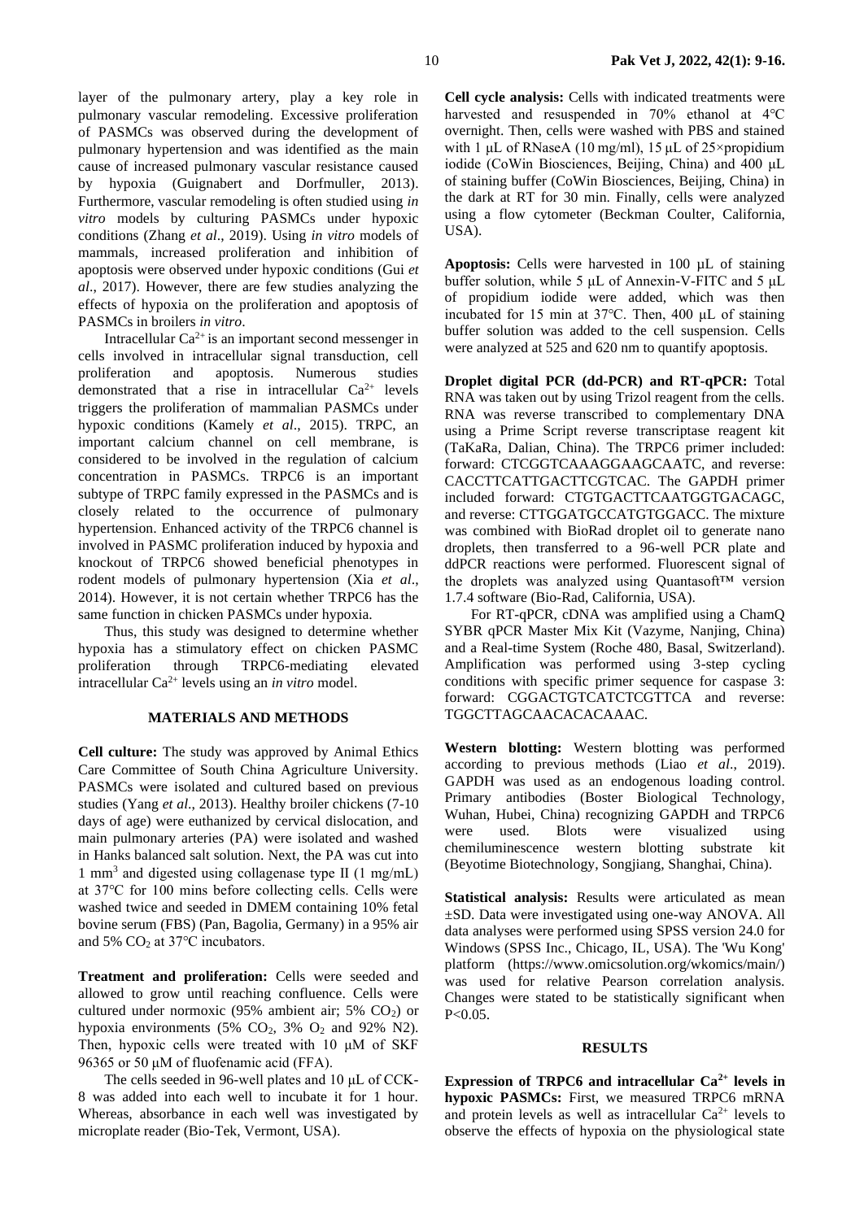layer of the pulmonary artery, play a key role in pulmonary vascular remodeling. Excessive proliferation of PASMCs was observed during the development of pulmonary hypertension and was identified as the main cause of increased pulmonary vascular resistance caused by hypoxia (Guignabert and Dorfmuller, 2013). Furthermore, vascular remodeling is often studied using *in vitro* models by culturing PASMCs under hypoxic conditions (Zhang *et al*., 2019). Using *in vitro* models of mammals, increased proliferation and inhibition of apoptosis were observed under hypoxic conditions (Gui *et al*., 2017). However, there are few studies analyzing the effects of hypoxia on the proliferation and apoptosis of PASMCs in broilers *in vitro*.

Intracellular $Ca^{2+}$ is an important second messenger in cells involved in intracellular signal transduction, cell proliferation and apoptosis. Numerous studies demonstrated that a rise in intracellular $Ca^{2+}$ levels triggers the proliferation of mammalian PASMCs under hypoxic conditions (Kamely *et al*., 2015). TRPC, an important calcium channel on cell membrane, is considered to be involved in the regulation of calcium concentration in PASMCs. TRPC6 is an important subtype of TRPC family expressed in the PASMCs and is closely related to the occurrence of pulmonary hypertension. Enhanced activity of the TRPC6 channel is involved in PASMC proliferation induced by hypoxia and knockout of TRPC6 showed beneficial phenotypes in rodent models of pulmonary hypertension (Xia *et al*., 2014). However, it is not certain whether TRPC6 has the same function in chicken PASMCs under hypoxia.

Thus, this study was designed to determine whether hypoxia has a stimulatory effect on chicken PASMC proliferation through TRPC6-mediating elevated intracellular $Ca^{2+}$ levels using an *in vitro* model.

## MATERIALS AND METHODS

**Cell culture:** The study was approved by Animal Ethics Care Committee of South China Agriculture University. PASMCs were isolated and cultured based on previous studies (Yang *et al*., 2013). Healthy broiler chickens (7-10 days of age) were euthanized by cervical dislocation, and main pulmonary arteries (PA) were isolated and washed in Hanks balanced salt solution. Next, the PA was cut into 1 $mm^3$ and digested using collagenase type II (1 mg/mL) at 37°C for 100 mins before collecting cells. Cells were washed twice and seeded in DMEM containing 10% fetal bovine serum (FBS) (Pan, Bagolia, Germany) in a 95% air and 5% $CO_2$ at 37°C incubators.

**Treatment and proliferation:** Cells were seeded and allowed to grow until reaching confluence. Cells were cultured under normoxic (95% ambient air; 5% $CO_2$) or hypoxia environments (5% $CO_2$, 3% $O_2$ and 92% N2). Then, hypoxic cells were treated with 10 μM of SKF 96365 or 50 μM of fluofenamic acid (FFA).

The cells seeded in 96-well plates and 10 μL of CCK-8 was added into each well to incubate it for 1 hour. Whereas, absorbance in each well was investigated by microplate reader (Bio-Tek, Vermont, USA).

**Cell cycle analysis:** Cells with indicated treatments were harvested and resuspended in 70% ethanol at 4℃ overnight. Then, cells were washed with PBS and stained with 1 μL of RNaseA (10 mg/ml), 15 μL of 25×propidium iodide (CoWin Biosciences, Beijing, China) and 400 μL of staining buffer (CoWin Biosciences, Beijing, China) in the dark at RT for 30 min. Finally, cells were analyzed using a flow cytometer (Beckman Coulter, California, USA).

**Apoptosis:** Cells were harvested in 100 μL of staining buffer solution, while 5 μL of Annexin-V-FITC and 5 μL of propidium iodide were added, which was then incubated for 15 min at 37℃. Then, 400 μL of staining buffer solution was added to the cell suspension. Cells were analyzed at 525 and 620 nm to quantify apoptosis.

**Droplet digital PCR (dd-PCR) and RT-qPCR:** Total RNA was taken out by using Trizol reagent from the cells. RNA was reverse transcribed to complementary DNA using a Prime Script reverse transcriptase reagent kit (TaKaRa, Dalian, China). The TRPC6 primer included: forward: CTCGGTCAAAGGAAGCAATC, and reverse: CACCTTCATTGACTTCGTCAC. The GAPDH primer included forward: CTGTGACTTCAATGGTGACAGC, and reverse: CTTGGATGCCATGTGGACC. The mixture was combined with BioRad droplet oil to generate nano droplets, then transferred to a 96-well PCR plate and ddPCR reactions were performed. Fluorescent signal of the droplets was analyzed using Quantasoft™ version 1.7.4 software (Bio-Rad, California, USA).

For RT-qPCR, cDNA was amplified using a ChamQ SYBR qPCR Master Mix Kit (Vazyme, Nanjing, China) and a Real-time System (Roche 480, Basal, Switzerland). Amplification was performed using 3-step cycling conditions with specific primer sequence for caspase 3: forward: CGGACTGTCATCTCGTTCA and reverse: TGGCTTAGCAACACACAAAC.

**Western blotting:** Western blotting was performed according to previous methods (Liao *et al*., 2019). GAPDH was used as an endogenous loading control. Primary antibodies (Boster Biological Technology, Wuhan, Hubei, China) recognizing GAPDH and TRPC6 were used. Blots were visualized using chemiluminescence western blotting substrate kit (Beyotime Biotechnology, Songjiang, Shanghai, China).

**Statistical analysis:** Results were articulated as mean ±SD. Data were investigated using one-way ANOVA. All data analyses were performed using SPSS version 24.0 for Windows (SPSS Inc., Chicago, IL, USA). The 'Wu Kong' platform (https://www.omicsolution.org/wkomics/main/) was used for relative Pearson correlation analysis. Changes were stated to be statistically significant when $P<0.05$.

## RESULTS

**Expression of TRPC6 and intracellular $Ca^{2+}$ levels in hypoxic PASMCs:** First, we measured TRPC6 mRNA and protein levels as well as intracellular $Ca^{2+}$ levels to observe the effects of hypoxia on the physiological state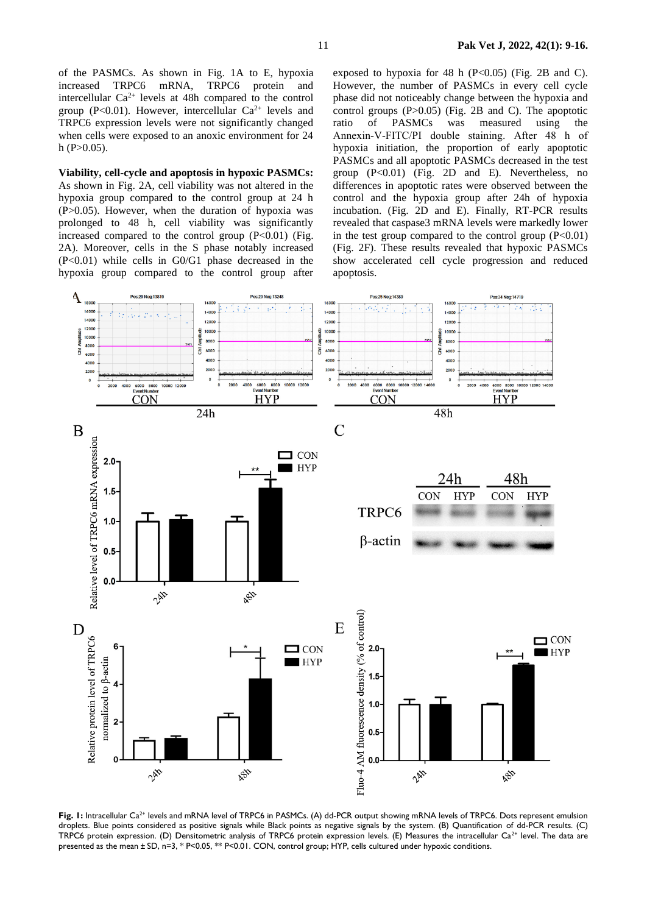of the PASMCs. As shown in Fig. 1A to E, hypoxia increased TRPC6 mRNA, TRPC6 protein and intercellular $Ca^{2+}$ levels at 48h compared to the control group ($P<0.01$). However, intercellular $Ca^{2+}$ levels and TRPC6 expression levels were not significantly changed when cells were exposed to an anoxic environment for 24 h ($P>0.05$).

**Viability, cell-cycle and apoptosis in hypoxic PASMCs:** As shown in Fig. 2A, cell viability was not altered in the hypoxia group compared to the control group at 24 h ($P>0.05$). However, when the duration of hypoxia was prolonged to 48 h, cell viability was significantly increased compared to the control group ($P<0.01$) (Fig. 2A). Moreover, cells in the S phase notably increased ($P<0.01$) while cells in G0/G1 phase decreased in the hypoxia group compared to the control group after exposed to hypoxia for 48 h ($P<0.05$) (Fig. 2B and C). However, the number of PASMCs in every cell cycle phase did not noticeably change between the hypoxia and control groups ($P>0.05$) (Fig. 2B and C). The apoptotic ratio of PASMCs was measured using the Annexin-V-FITC/PI double staining. After 48 h of hypoxia initiation, the proportion of early apoptotic PASMCs and all apoptotic PASMCs decreased in the test group ($P<0.01$) (Fig. 2D and E). Nevertheless, no differences in apoptotic rates were observed between the control and the hypoxia group after 24h of hypoxia incubation. (Fig. 2D and E). Finally, RT-PCR results revealed that caspase3 mRNA levels were markedly lower in the test group compared to the control group ($P<0.01$) (Fig. 2F). These results revealed that hypoxic PASMCs show accelerated cell cycle progression and reduced apoptosis.

**Fig. 1:** Intracellular $Ca^{2+}$ levels and mRNA level of TRPC6 in PASMCs. (A) dd-PCR output showing mRNA levels of TRPC6. Dots represent emulsion droplets. Blue points considered as positive signals while Black points as negative signals by the system. (B) Quantification of dd-PCR results. (C) TRPC6 protein expression. (D) Densitometric analysis of TRPC6 protein expression levels. (E) Measures the intracellular $Ca^{2+}$ level. The data are presented as the mean ± SD, n=3, * $P<0.05$, ** $P<0.01$. CON, control group; HYP, cells cultured under hypoxic conditions.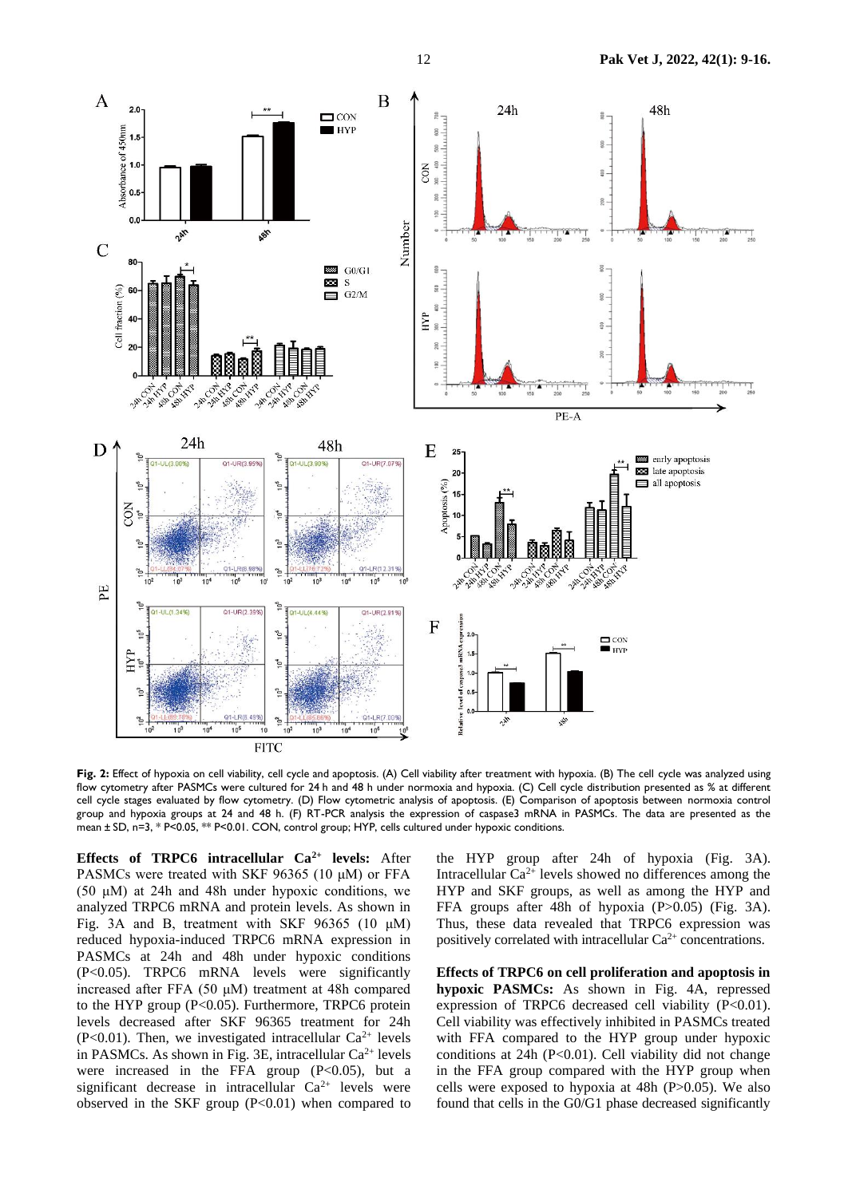**Fig. 2:** Effect of hypoxia on cell viability, cell cycle and apoptosis. (A) Cell viability after treatment with hypoxia. (B) The cell cycle was analyzed using flow cytometry after PASMCs were cultured for 24 h and 48 h under normoxia and hypoxia. (C) Cell cycle distribution presented as % at different cell cycle stages evaluated by flow cytometry. (D) Flow cytometric analysis of apoptosis. (E) Comparison of apoptosis between normoxia control group and hypoxia groups at 24 and 48 h. (F) RT-PCR analysis the expression of caspase3 mRNA in PASMCs. The data are presented as the mean ± SD, n=3, * P<0.05, ** P<0.01. CON, control group; HYP, cells cultured under hypoxic conditions.

**Effects of TRPC6 intracellular $Ca^{2+}$ levels:** After PASMCs were treated with SKF 96365 (10 μM) or FFA (50 μM) treatment at 24h and 48h under hypoxic conditions, we analyzed TRPC6 mRNA and protein levels. As shown in Fig. 3A and B, treatment with SKF 96365 (10 μM) reduced hypoxia-induced TRPC6 mRNA expression in PASMCs at 24h and 48h under hypoxic conditions (P<0.05). TRPC6 mRNA levels were significantly increased after FFA (50 μM) treatment at 48h compared to the HYP group (P<0.05). Furthermore, TRPC6 protein levels decreased after SKF 96365 treatment for 24h (P<0.01). Then, we investigated intracellular $Ca^{2+}$ levels in PASMCs. As shown in Fig. 3E, intracellular $Ca^{2+}$ levels were increased in the FFA group (P<0.05), but a significant decrease in intracellular $Ca^{2+}$ levels were observed in the SKF group (P<0.01) when compared to the HYP group after 24h of hypoxia (Fig. 3A). Intracellular $Ca^{2+}$ levels showed no differences among the HYP and SKF groups, as well as among the HYP and FFA groups after 48h of hypoxia (P>0.05) (Fig. 3A). Thus, these data revealed that TRPC6 expression was positively correlated with intracellular $Ca^{2+}$ concentrations.

**Effects of TRPC6 on cell proliferation and apoptosis in hypoxic PASMCs:** As shown in Fig. 4A, repressed expression of TRPC6 decreased cell viability (P<0.01). Cell viability was effectively inhibited in PASMCs treated with FFA compared to the HYP group under hypoxic conditions at 24h (P<0.01). Cell viability did not change in the FFA group compared with the HYP group when cells were exposed to hypoxia at 48h (P>0.05). We also found that cells in the G0/G1 phase decreased significantly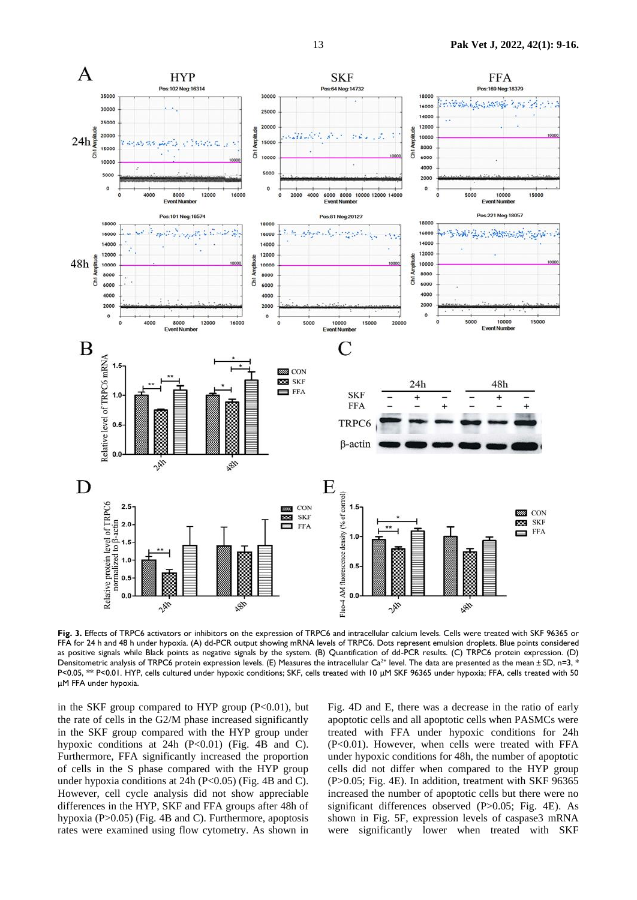**Fig. 3.** Effects of TRPC6 activators or inhibitors on the expression of TRPC6 and intracellular calcium levels. Cells were treated with SKF 96365 or FFA for 24 h and 48 h under hypoxia. (A) dd-PCR output showing mRNA levels of TRPC6. Dots represent emulsion droplets. Blue points considered as positive signals while Black points as negative signals by the system. (B) Quantification of dd-PCR results. (C) TRPC6 protein expression. (D) Densitometric analysis of TRPC6 protein expression levels. (E) Measures the intracellular $Ca^{2+}$ level. The data are presented as the mean ± SD, n=3, * P<0.05, ** P<0.01. HYP, cells cultured under hypoxic conditions; SKF, cells treated with 10 μM SKF 96365 under hypoxia; FFA, cells treated with 50 μM FFA under hypoxia.

in the SKF group compared to HYP group (P<0.01), but the rate of cells in the G2/M phase increased significantly in the SKF group compared with the HYP group under hypoxic conditions at 24h (P<0.01) (Fig. 4B and C). Furthermore, FFA significantly increased the proportion of cells in the S phase compared with the HYP group under hypoxia conditions at 24h (P<0.05) (Fig. 4B and C). However, cell cycle analysis did not show appreciable differences in the HYP, SKF and FFA groups after 48h of hypoxia (P>0.05) (Fig. 4B and C). Furthermore, apoptosis rates were examined using flow cytometry. As shown in Fig. 4D and E, there was a decrease in the ratio of early apoptotic cells and all apoptotic cells when PASMCs were treated with FFA under hypoxic conditions for 24h (P<0.01). However, when cells were treated with FFA under hypoxic conditions for 48h, the number of apoptotic cells did not differ when compared to the HYP group (P>0.05; Fig. 4E). In addition, treatment with SKF 96365 increased the number of apoptotic cells but there were no significant differences observed (P>0.05; Fig. 4E). As shown in Fig. 5F, expression levels of caspase3 mRNA were significantly lower when treated with SKF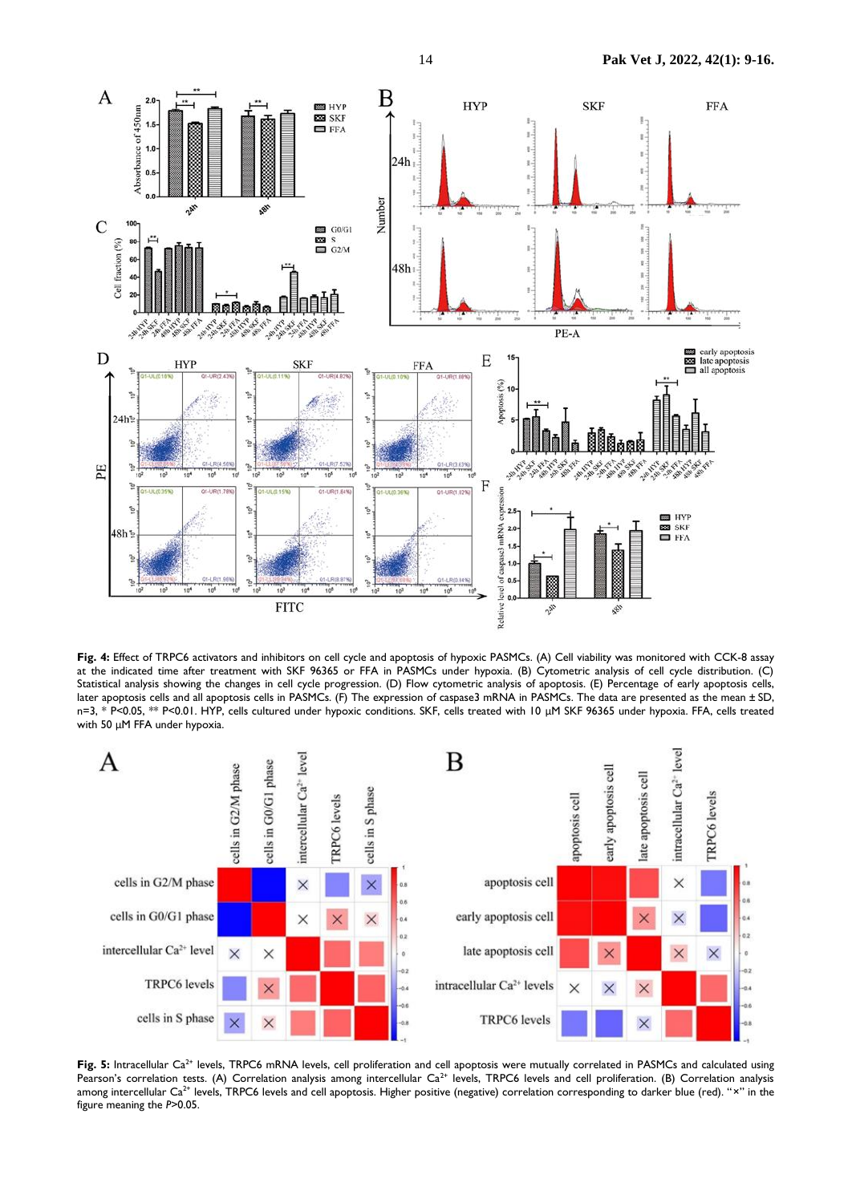**Fig. 4:** Effect of TRPC6 activators and inhibitors on cell cycle and apoptosis of hypoxic PASMCs. (A) Cell viability was monitored with CCK-8 assay at the indicated time after treatment with SKF 96365 or FFA in PASMCs under hypoxia. (B) Cytometric analysis of cell cycle distribution. (C) Statistical analysis showing the changes in cell cycle progression. (D) Flow cytometric analysis of apoptosis. (E) Percentage of early apoptosis cells, later apoptosis cells and all apoptosis cells in PASMCs. (F) The expression of caspase3 mRNA in PASMCs. The data are presented as the mean ± SD, n=3, * P<0.05, ** P<0.01. HYP, cells cultured under hypoxic conditions. SKF, cells treated with 10 µM SKF 96365 under hypoxia. FFA, cells treated with 50 µM FFA under hypoxia.

**Fig. 5:** Intracellular $Ca^{2+}$ levels, TRPC6 mRNA levels, cell proliferation and cell apoptosis were mutually correlated in PASMCs and calculated using Pearson's correlation tests. (A) Correlation analysis among intercellular $Ca^{2+}$ levels, TRPC6 levels and cell proliferation. (B) Correlation analysis among intercellular $Ca^{2+}$ levels, TRPC6 levels and cell apoptosis. Higher positive (negative) correlation corresponding to darker blue (red). "×" in the figure meaning the *P*>0.05.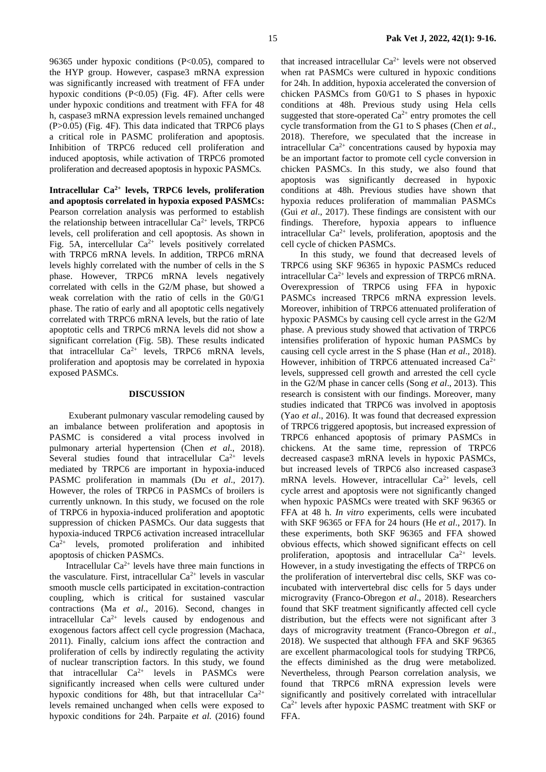96365 under hypoxic conditions ($P<0.05$), compared to the HYP group. However, caspase3 mRNA expression was significantly increased with treatment of FFA under hypoxic conditions ($P<0.05$) (Fig. 4F). After cells were under hypoxic conditions and treatment with FFA for 48 h, caspase3 mRNA expression levels remained unchanged ($P>0.05$) (Fig. 4F). This data indicated that TRPC6 plays a critical role in PASMC proliferation and apoptosis. Inhibition of TRPC6 reduced cell proliferation and induced apoptosis, while activation of TRPC6 promoted proliferation and decreased apoptosis in hypoxic PASMCs.

**Intracellular $Ca^{2+}$ levels, TRPC6 levels, proliferation and apoptosis correlated in hypoxia exposed PASMCs:** Pearson correlation analysis was performed to establish the relationship between intracellular $Ca^{2+}$ levels, TRPC6 levels, cell proliferation and cell apoptosis. As shown in Fig. 5A, intercellular $Ca^{2+}$ levels positively correlated with TRPC6 mRNA levels. In addition, TRPC6 mRNA levels highly correlated with the number of cells in the S phase. However, TRPC6 mRNA levels negatively correlated with cells in the G2/M phase, but showed a weak correlation with the ratio of cells in the G0/G1 phase. The ratio of early and all apoptotic cells negatively correlated with TRPC6 mRNA levels, but the ratio of late apoptotic cells and TRPC6 mRNA levels did not show a significant correlation (Fig. 5B). These results indicated that intracellular $Ca^{2+}$ levels, TRPC6 mRNA levels, proliferation and apoptosis may be correlated in hypoxia exposed PASMCs.

## DISCUSSION

Exuberant pulmonary vascular remodeling caused by an imbalance between proliferation and apoptosis in PASMC is considered a vital process involved in pulmonary arterial hypertension (Chen *et al*., 2018). Several studies found that intracellular $Ca^{2+}$ levels mediated by TRPC6 are important in hypoxia-induced PASMC proliferation in mammals (Du *et al*., 2017). However, the roles of TRPC6 in PASMCs of broilers is currently unknown. In this study, we focused on the role of TRPC6 in hypoxia-induced proliferation and apoptotic suppression of chicken PASMCs. Our data suggests that hypoxia-induced TRPC6 activation increased intracellular $Ca^{2+}$ levels, promoted proliferation and inhibited apoptosis of chicken PASMCs.

Intracellular $Ca^{2+}$ levels have three main functions in the vasculature. First, intracellular $Ca^{2+}$ levels in vascular smooth muscle cells participated in excitation-contraction coupling, which is critical for sustained vascular contractions (Ma *et al*., 2016). Second, changes in intracellular $Ca^{2+}$ levels caused by endogenous and exogenous factors affect cell cycle progression (Machaca, 2011). Finally, calcium ions affect the contraction and proliferation of cells by indirectly regulating the activity of nuclear transcription factors. In this study, we found that intracellular $Ca^{2+}$ levels in PASMCs were significantly increased when cells were cultured under hypoxic conditions for 48h, but that intracellular $Ca^{2+}$ levels remained unchanged when cells were exposed to hypoxic conditions for 24h. Parpaite *et al.* (2016) found that increased intracellular $Ca^{2+}$ levels were not observed when rat PASMCs were cultured in hypoxic conditions for 24h. In addition, hypoxia accelerated the conversion of chicken PASMCs from G0/G1 to S phases in hypoxic conditions at 48h. Previous study using Hela cells suggested that store-operated $Ca^{2+}$ entry promotes the cell cycle transformation from the G1 to S phases (Chen *et al*., 2018). Therefore, we speculated that the increase in intracellular $Ca^{2+}$ concentrations caused by hypoxia may be an important factor to promote cell cycle conversion in chicken PASMCs. In this study, we also found that apoptosis was significantly decreased in hypoxic conditions at 48h. Previous studies have shown that hypoxia reduces proliferation of mammalian PASMCs (Gui *et al*., 2017). These findings are consistent with our findings. Therefore, hypoxia appears to influence intracellular $Ca^{2+}$ levels, proliferation, apoptosis and the cell cycle of chicken PASMCs.

In this study, we found that decreased levels of TRPC6 using SKF 96365 in hypoxic PASMCs reduced intracellular $Ca^{2+}$ levels and expression of TRPC6 mRNA. Overexpression of TRPC6 using FFA in hypoxic PASMCs increased TRPC6 mRNA expression levels. Moreover, inhibition of TRPC6 attenuated proliferation of hypoxic PASMCs by causing cell cycle arrest in the G2/M phase. A previous study showed that activation of TRPC6 intensifies proliferation of hypoxic human PASMCs by causing cell cycle arrest in the S phase (Han *et al*., 2018). However, inhibition of TRPC6 attenuated increased $Ca^{2+}$ levels, suppressed cell growth and arrested the cell cycle in the G2/M phase in cancer cells (Song *et al*., 2013). This research is consistent with our findings. Moreover, many studies indicated that TRPC6 was involved in apoptosis (Yao *et al*., 2016). It was found that decreased expression of TRPC6 triggered apoptosis, but increased expression of TRPC6 enhanced apoptosis of primary PASMCs in chickens. At the same time, repression of TRPC6 decreased caspase3 mRNA levels in hypoxic PASMCs, but increased levels of TRPC6 also increased caspase3 mRNA levels. However, intracellular $Ca^{2+}$ levels, cell cycle arrest and apoptosis were not significantly changed when hypoxic PASMCs were treated with SKF 96365 or FFA at 48 h. *In vitro* experiments, cells were incubated with SKF 96365 or FFA for 24 hours (He *et al*., 2017). In these experiments, both SKF 96365 and FFA showed obvious effects, which showed significant effects on cell proliferation, apoptosis and intracellular $Ca^{2+}$ levels. However, in a study investigating the effects of TRPC6 on the proliferation of intervertebral disc cells, SKF was co-incubated with intervertebral disc cells for 5 days under microgravity (Franco-Obregon *et al*., 2018). Researchers found that SKF treatment significantly affected cell cycle distribution, but the effects were not significant after 3 days of microgravity treatment (Franco-Obregon *et al*., 2018). We suspected that although FFA and SKF 96365 are excellent pharmacological tools for studying TRPC6, the effects diminished as the drug were metabolized. Nevertheless, through Pearson correlation analysis, we found that TRPC6 mRNA expression levels were significantly and positively correlated with intracellular $Ca^{2+}$ levels after hypoxic PASMC treatment with SKF or FFA.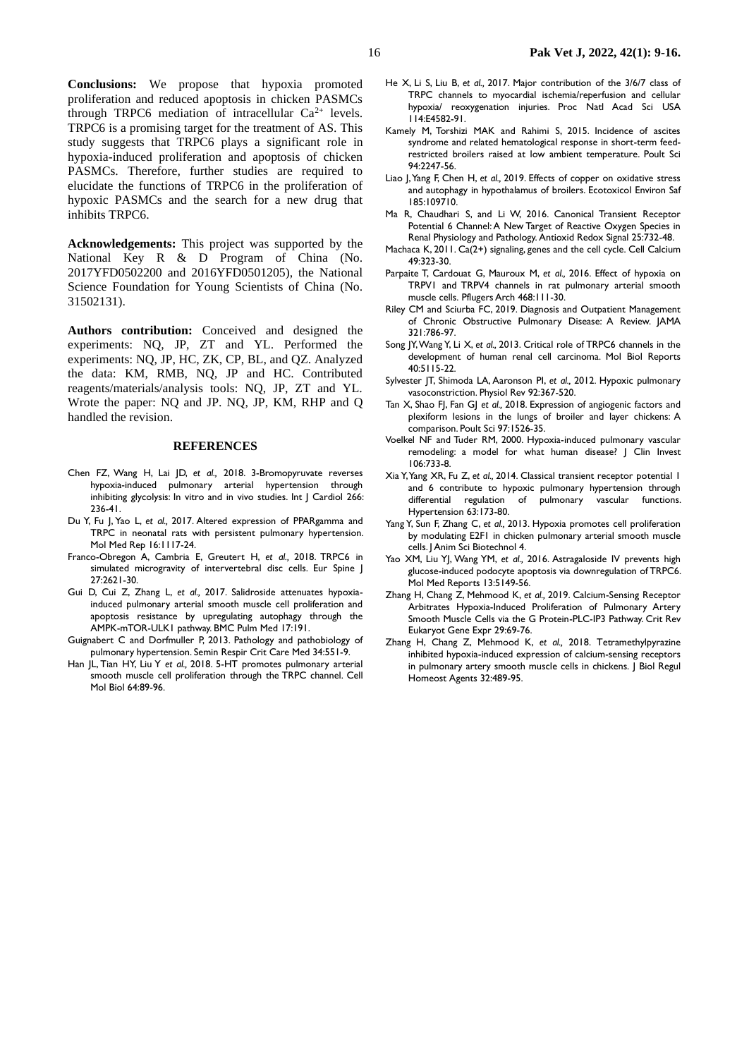**Conclusions:** We propose that hypoxia promoted proliferation and reduced apoptosis in chicken PASMCs through TRPC6 mediation of intracellular $Ca^{2+}$ levels. TRPC6 is a promising target for the treatment of AS. This study suggests that TRPC6 plays a significant role in hypoxia-induced proliferation and apoptosis of chicken PASMCs. Therefore, further studies are required to elucidate the functions of TRPC6 in the proliferation of hypoxic PASMCs and the search for a new drug that inhibits TRPC6.

**Acknowledgements:** This project was supported by the National Key R & D Program of China (No. 2017YFD0502200 and 2016YFD0501205), the National Science Foundation for Young Scientists of China (No. 31502131).

**Authors contribution:** Conceived and designed the experiments: NQ, JP, ZT and YL. Performed the experiments: NQ, JP, HC, ZK, CP, BL, and QZ. Analyzed the data: KM, RMB, NQ, JP and HC. Contributed reagents/materials/analysis tools: NQ, JP, ZT and YL. Wrote the paper: NQ and JP. NQ, JP, KM, RHP and Q handled the revision.

## REFERENCES

Chen FZ, Wang H, Lai JD, *et al.*, 2018. 3-Bromopyruvate reverses hypoxia-induced pulmonary arterial hypertension through inhibiting glycolysis: In vitro and in vivo studies. Int J Cardiol 266: 236-41.

Du Y, Fu J, Yao L, *et al.*, 2017. Altered expression of PPARgamma and TRPC in neonatal rats with persistent pulmonary hypertension. Mol Med Rep 16:1117-24.

Franco-Obregon A, Cambria E, Greutert H, *et al.*, 2018. TRPC6 in simulated microgravity of intervertebral disc cells. Eur Spine J 27:2621-30.

Gui D, Cui Z, Zhang L, *et al.*, 2017. Salidroside attenuates hypoxia-induced pulmonary arterial smooth muscle cell proliferation and apoptosis resistance by upregulating autophagy through the AMPK-mTOR-ULK1 pathway. BMC Pulm Med 17:191.

Guignabert C and Dorfmuller P, 2013. Pathology and pathobiology of pulmonary hypertension. Semin Respir Crit Care Med 34:551-9.

Han JL, Tian HY, Liu Y *et al.*, 2018. 5-HT promotes pulmonary arterial smooth muscle cell proliferation through the TRPC channel. Cell Mol Biol 64:89-96.

He X, Li S, Liu B, *et al.*, 2017. Major contribution of the 3/6/7 class of TRPC channels to myocardial ischemia/reperfusion and cellular hypoxia/ reoxygenation injuries. Proc Natl Acad Sci USA 114:E4582-91.

Kamely M, Torshizi MAK and Rahimi S, 2015. Incidence of ascites syndrome and related hematological response in short-term feed-restricted broilers raised at low ambient temperature. Poult Sci 94:2247-56.

Liao J, Yang F, Chen H, *et al.*, 2019. Effects of copper on oxidative stress and autophagy in hypothalamus of broilers. Ecotoxicol Environ Saf 185:109710.

Ma R, Chaudhari S, and Li W, 2016. Canonical Transient Receptor Potential 6 Channel: A New Target of Reactive Oxygen Species in Renal Physiology and Pathology. Antioxid Redox Signal 25:732-48.

Machaca K, 2011. Ca(2+) signaling, genes and the cell cycle. Cell Calcium 49:323-30.

Parpaite T, Cardouat G, Mauroux M, *et al.*, 2016. Effect of hypoxia on TRPV1 and TRPV4 channels in rat pulmonary arterial smooth muscle cells. Pflugers Arch 468:111-30.

Riley CM and Sciurba FC, 2019. Diagnosis and Outpatient Management of Chronic Obstructive Pulmonary Disease: A Review. JAMA 321:786-97.

Song JY, Wang Y, Li X, *et al.*, 2013. Critical role of TRPC6 channels in the development of human renal cell carcinoma. Mol Biol Reports 40:5115-22.

Sylvester JT, Shimoda LA, Aaronson PI, *et al.*, 2012. Hypoxic pulmonary vasoconstriction. Physiol Rev 92:367-520.

Tan X, Shao FJ, Fan GJ *et al.*, 2018. Expression of angiogenic factors and plexiform lesions in the lungs of broiler and layer chickens: A comparison. Poult Sci 97:1526-35.

Voelkel NF and Tuder RM, 2000. Hypoxia-induced pulmonary vascular remodeling: a model for what human disease? J Clin Invest 106:733-8.

Xia Y, Yang XR, Fu Z, *et al.*, 2014. Classical transient receptor potential 1 and 6 contribute to hypoxic pulmonary hypertension through differential regulation of pulmonary vascular functions. Hypertension 63:173-80.

Yang Y, Sun F, Zhang C, *et al.*, 2013. Hypoxia promotes cell proliferation by modulating E2F1 in chicken pulmonary arterial smooth muscle cells. J Anim Sci Biotechnol 4.

Yao XM, Liu YJ, Wang YM, *et al.*, 2016. Astragaloside IV prevents high glucose-induced podocyte apoptosis via downregulation of TRPC6. Mol Med Reports 13:5149-56.

Zhang H, Chang Z, Mehmood K, *et al.*, 2019. Calcium-Sensing Receptor Arbitrates Hypoxia-Induced Proliferation of Pulmonary Artery Smooth Muscle Cells via the G Protein-PLC-IP3 Pathway. Crit Rev Eukaryot Gene Expr 29:69-76.

Zhang H, Chang Z, Mehmood K, *et al.*, 2018. Tetramethylpyrazine inhibited hypoxia-induced expression of calcium-sensing receptors in pulmonary artery smooth muscle cells in chickens. J Biol Regul Homeost Agents 32:489-95.